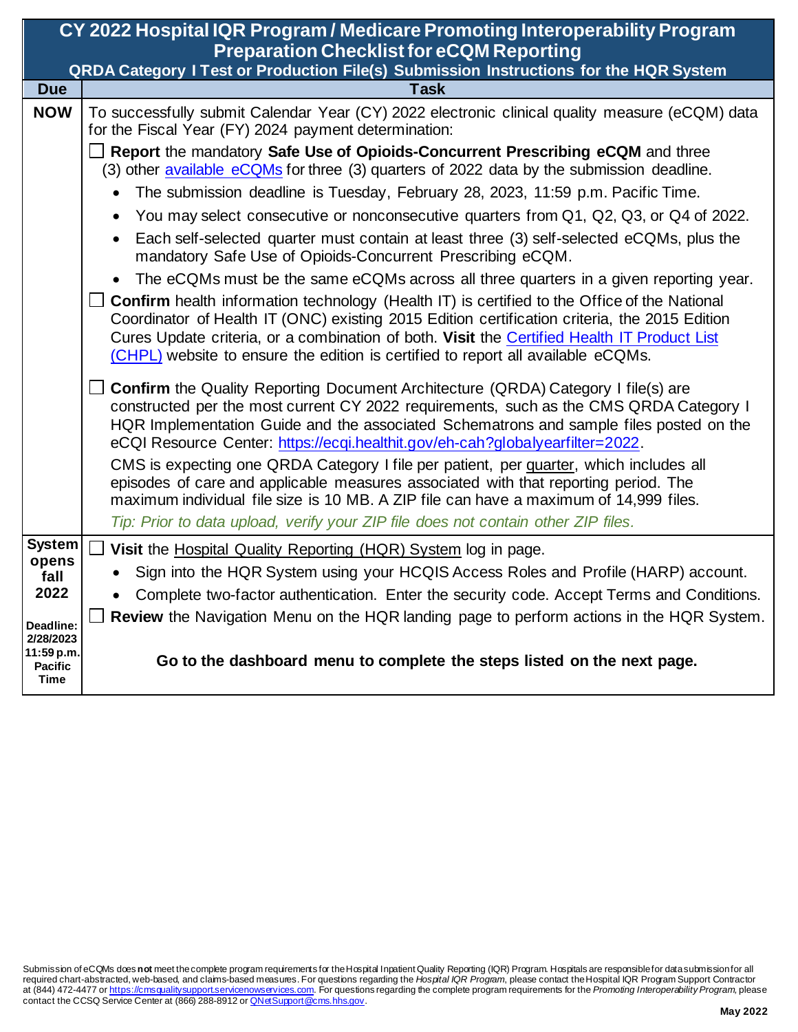# CY 2022 Hospital IQR Program / Medicare Promoting Interoperability Program Preparation Checklist for eCQM Reporting

## QRDA Category I Test or Production File(s) Submission Instructions for the HQR System

| Due | Task |
|---|---|
| **NOW** | To successfully submit Calendar Year (CY) 2022 electronic clinical quality measure (eCQM) data for the Fiscal Year (FY) 2024 payment determination:<br><br>☐ **Report** the mandatory **Safe Use of Opioids-Concurrent Prescribing eCQM** and three (3) other available eCQMs for three (3) quarters of 2022 data by the submission deadline.<br>• The submission deadline is Tuesday, February 28, 2023, 11:59 p.m. Pacific Time.<br>• You may select consecutive or nonconsecutive quarters from Q1, Q2, Q3, or Q4 of 2022.<br>• Each self-selected quarter must contain at least three (3) self-selected eCQMs, plus the mandatory Safe Use of Opioids-Concurrent Prescribing eCQM.<br>• The eCQMs must be the same eCQMs across all three quarters in a given reporting year.<br><br>☐ **Confirm** health information technology (Health IT) is certified to the Office of the National Coordinator of Health IT (ONC) existing 2015 Edition certification criteria, the 2015 Edition Cures Update criteria, or a combination of both. **Visit** the Certified Health IT Product List (CHPL) website to ensure the edition is certified to report all available eCQMs.<br><br>☐ **Confirm** the Quality Reporting Document Architecture (QRDA) Category I file(s) are constructed per the most current CY 2022 requirements, such as the CMS QRDA Category I HQR Implementation Guide and the associated Schematrons and sample files posted on the eCQI Resource Center: https://ecqi.healthit.gov/eh-cah?globalyearfilter=2022.<br><br>CMS is expecting one QRDA Category I file per patient, per quarter, which includes all episodes of care and applicable measures associated with that reporting period. The maximum individual file size is 10 MB. A ZIP file can have a maximum of 14,999 files.<br><br>*Tip: Prior to data upload, verify your ZIP file does not contain other ZIP files.* |
| **System opens fall 2022**<br><br>**Deadline: 2/28/2023 11:59 p.m. Pacific Time** | ☐ **Visit** the Hospital Quality Reporting (HQR) System log in page.<br>• Sign into the HQR System using your HCQIS Access Roles and Profile (HARP) account.<br>• Complete two-factor authentication. Enter the security code. Accept Terms and Conditions.<br><br>☐ **Review** the Navigation Menu on the HQR landing page to perform actions in the HQR System.<br><br>**Go to the dashboard menu to complete the steps listed on the next page.** |

Submission of eCQMs does **not** meet the complete program requirements for the Hospital Inpatient Quality Reporting (IQR) Program. Hospitals are responsible for data submission for all required chart-abstracted, web-based, and claims-based measures. For questions regarding the *Hospital IQR Program*, please contact the Hospital IQR Program Support Contractor at (844) 472-4477 or https://cmsqualitysupport.servicenowservices.com. For questions regarding the complete program requirements for the *Promoting Interoperability Program*, please contact the CCSQ Service Center at (866) 288-8912 or QNetSupport@cms.hhs.gov.

May 2022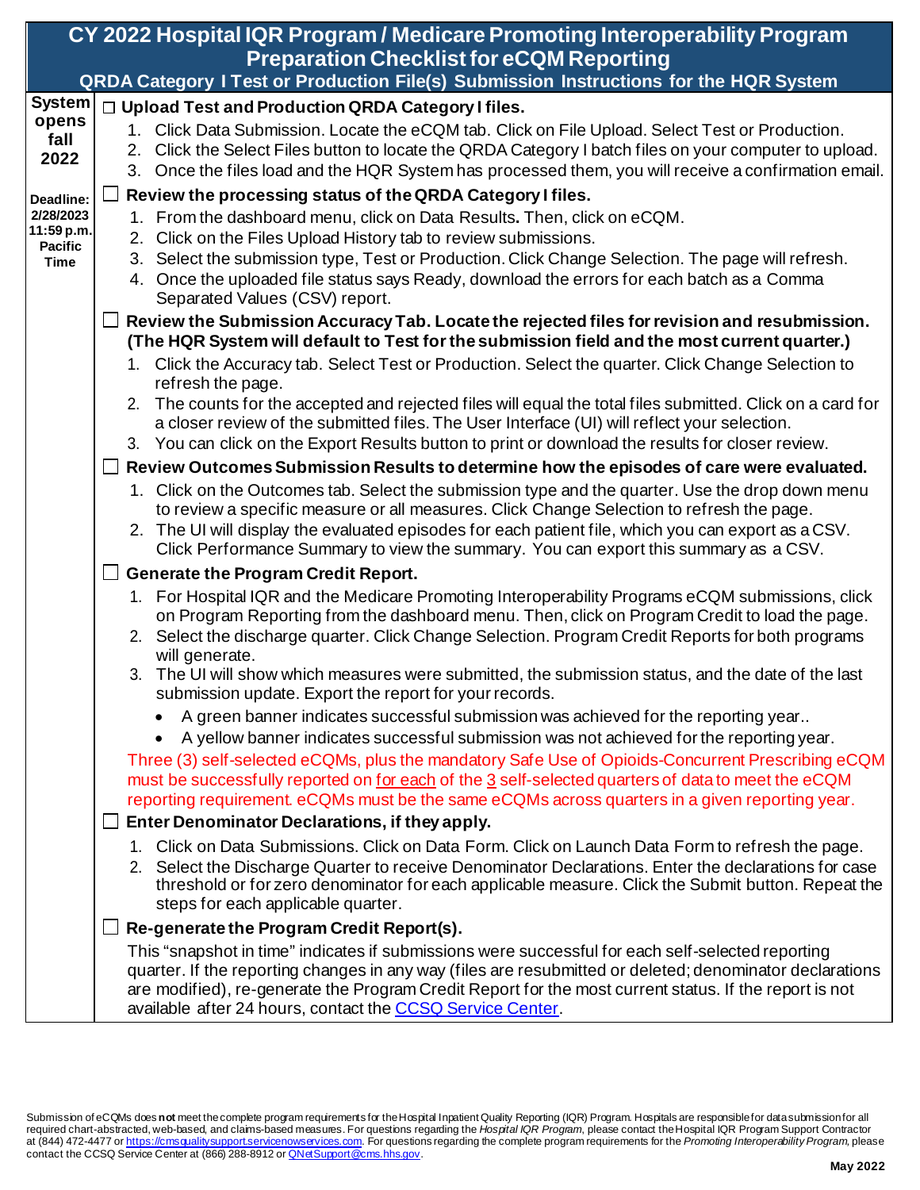# CY 2022 Hospital IQR Program / Medicare Promoting Interoperability Program Preparation Checklist for eCQM Reporting

## QRDA Category I Test or Production File(s) Submission Instructions for the HQR System

**System opens fall 2022**

**Deadline: 2/28/2023 11:59 p.m. Pacific Time**

☐ **Upload Test and Production QRDA Category I files.**

1. Click Data Submission. Locate the eCQM tab. Click on File Upload. Select Test or Production.
2. Click the Select Files button to locate the QRDA Category I batch files on your computer to upload.
3. Once the files load and the HQR System has processed them, you will receive a confirmation email.

☐ **Review the processing status of the QRDA Category I files.**

1. From the dashboard menu, click on Data Results**.** Then, click on eCQM.
2. Click on the Files Upload History tab to review submissions.
3. Select the submission type, Test or Production. Click Change Selection. The page will refresh.
4. Once the uploaded file status says Ready, download the errors for each batch as a Comma Separated Values (CSV) report.

☐ **Review the Submission Accuracy Tab. Locate the rejected files for revision and resubmission. (The HQR System will default to Test for the submission field and the most current quarter.)**

1. Click the Accuracy tab. Select Test or Production. Select the quarter. Click Change Selection to refresh the page.
2. The counts for the accepted and rejected files will equal the total files submitted. Click on a card for a closer review of the submitted files. The User Interface (UI) will reflect your selection.
3. You can click on the Export Results button to print or download the results for closer review.

☐ **Review Outcomes Submission Results to determine how the episodes of care were evaluated.**

1. Click on the Outcomes tab. Select the submission type and the quarter. Use the drop down menu to review a specific measure or all measures. Click Change Selection to refresh the page.
2. The UI will display the evaluated episodes for each patient file, which you can export as a CSV. Click Performance Summary to view the summary. You can export this summary as a CSV.

☐ **Generate the Program Credit Report.**

1. For Hospital IQR and the Medicare Promoting Interoperability Programs eCQM submissions, click on Program Reporting from the dashboard menu. Then, click on Program Credit to load the page.
2. Select the discharge quarter. Click Change Selection. Program Credit Reports for both programs will generate.
3. The UI will show which measures were submitted, the submission status, and the date of the last submission update. Export the report for your records.
   - A green banner indicates successful submission was achieved for the reporting year..
   - A yellow banner indicates successful submission was not achieved for the reporting year.

Three (3) self-selected eCQMs, plus the mandatory Safe Use of Opioids-Concurrent Prescribing eCQM must be successfully reported on <u>for each</u> of the <u>3</u> self-selected quarters of data to meet the eCQM reporting requirement. eCQMs must be the same eCQMs across quarters in a given reporting year.

☐ **Enter Denominator Declarations, if they apply.**

1. Click on Data Submissions. Click on Data Form. Click on Launch Data Form to refresh the page.
2. Select the Discharge Quarter to receive Denominator Declarations. Enter the declarations for case threshold or for zero denominator for each applicable measure. Click the Submit button. Repeat the steps for each applicable quarter.

☐ **Re-generate the Program Credit Report(s).**

This "snapshot in time" indicates if submissions were successful for each self-selected reporting quarter. If the reporting changes in any way (files are resubmitted or deleted; denominator declarations are modified), re-generate the Program Credit Report for the most current status. If the report is not available after 24 hours, contact the CCSQ Service Center.

Submission of eCQMs does **not** meet the complete program requirements for the Hospital Inpatient Quality Reporting (IQR) Program. Hospitals are responsible for data submission for all required chart-abstracted, web-based, and claims-based measures. For questions regarding the *Hospital IQR Program*, please contact the Hospital IQR Program Support Contractor at (844) 472-4477 or https://cmsqualitysupport.servicenowservices.com. For questions regarding the complete program requirements for the *Promoting Interoperability Program*, please contact the CCSQ Service Center at (866) 288-8912 or QNetSupport@cms.hhs.gov.

May 2022